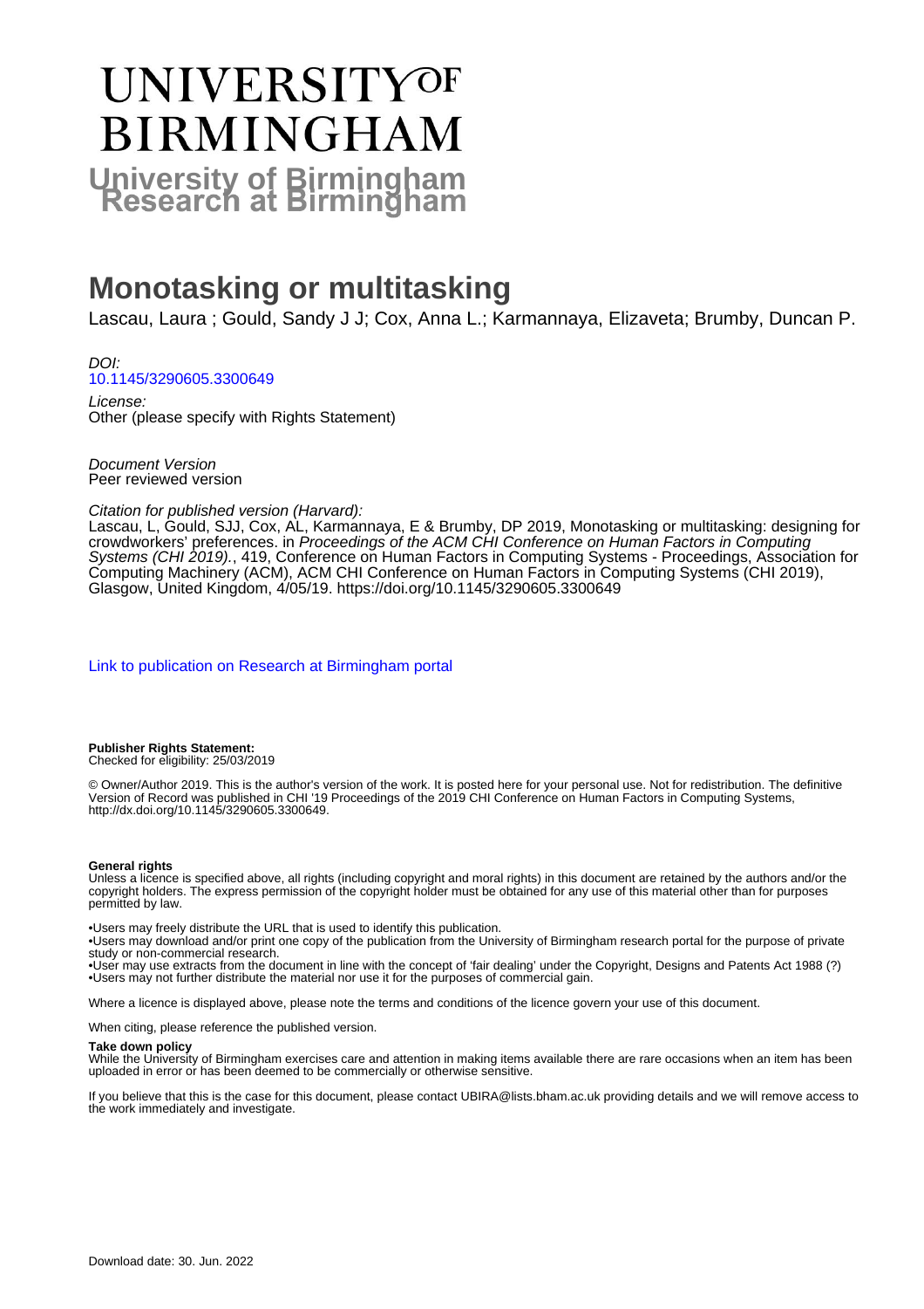# UNIVERSITY OF BIRMINGHAM

**University of Birmingham Research at Birmingham**

# Monotasking or multitasking

Lascau, Laura ; Gould, Sandy J J; Cox, Anna L.; Karmannaya, Elizaveta; Brumby, Duncan P.

*DOI:*
10.1145/3290605.3300649

*License:*
Other (please specify with Rights Statement)

*Document Version*
Peer reviewed version

*Citation for published version (Harvard):*
Lascau, L, Gould, SJJ, Cox, AL, Karmannaya, E & Brumby, DP 2019, Monotasking or multitasking: designing for crowdworkers' preferences. in *Proceedings of the ACM CHI Conference on Human Factors in Computing Systems (CHI 2019).*, 419, Conference on Human Factors in Computing Systems - Proceedings, Association for Computing Machinery (ACM), ACM CHI Conference on Human Factors in Computing Systems (CHI 2019), Glasgow, United Kingdom, 4/05/19. https://doi.org/10.1145/3290605.3300649

Link to publication on Research at Birmingham portal

**Publisher Rights Statement:**
Checked for eligibility: 25/03/2019

© Owner/Author 2019. This is the author's version of the work. It is posted here for your personal use. Not for redistribution. The definitive Version of Record was published in CHI '19 Proceedings of the 2019 CHI Conference on Human Factors in Computing Systems, http://dx.doi.org/10.1145/3290605.3300649.

**General rights**
Unless a licence is specified above, all rights (including copyright and moral rights) in this document are retained by the authors and/or the copyright holders. The express permission of the copyright holder must be obtained for any use of this material other than for purposes permitted by law.

•Users may freely distribute the URL that is used to identify this publication.
•Users may download and/or print one copy of the publication from the University of Birmingham research portal for the purpose of private study or non-commercial research.
•User may use extracts from the document in line with the concept of 'fair dealing' under the Copyright, Designs and Patents Act 1988 (?)
•Users may not further distribute the material nor use it for the purposes of commercial gain.

Where a licence is displayed above, please note the terms and conditions of the licence govern your use of this document.

When citing, please reference the published version.

**Take down policy**
While the University of Birmingham exercises care and attention in making items available there are rare occasions when an item has been uploaded in error or has been deemed to be commercially or otherwise sensitive.

If you believe that this is the case for this document, please contact UBIRA@lists.bham.ac.uk providing details and we will remove access to the work immediately and investigate.

Download date: 30. Jun. 2022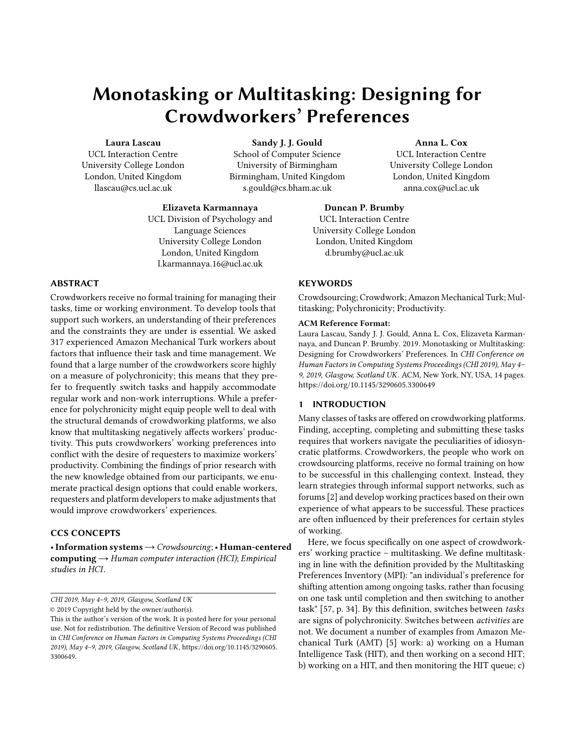# Monotasking or Multitasking: Designing for Crowdworkers' Preferences

**Laura Lascau**
UCL Interaction Centre
University College London
London, United Kingdom
llascau@cs.ucl.ac.uk

**Sandy J. J. Gould**
School of Computer Science
University of Birmingham
Birmingham, United Kingdom
s.gould@cs.bham.ac.uk

**Anna L. Cox**
UCL Interaction Centre
University College London
London, United Kingdom
anna.cox@ucl.ac.uk

**Elizaveta Karmannaya**
UCL Division of Psychology and Language Sciences
University College London
London, United Kingdom
l.karmannaya.16@ucl.ac.uk

**Duncan P. Brumby**
UCL Interaction Centre
University College London
London, United Kingdom
d.brumby@ucl.ac.uk

## ABSTRACT

Crowdworkers receive no formal training for managing their tasks, time or working environment. To develop tools that support such workers, an understanding of their preferences and the constraints they are under is essential. We asked 317 experienced Amazon Mechanical Turk workers about factors that influence their task and time management. We found that a large number of the crowdworkers score highly on a measure of polychronicity; this means that they prefer to frequently switch tasks and happily accommodate regular work and non-work interruptions. While a preference for polychronicity might equip people well to deal with the structural demands of crowdworking platforms, we also know that multitasking negatively affects workers' productivity. This puts crowdworkers' working preferences into conflict with the desire of requesters to maximize workers' productivity. Combining the findings of prior research with the new knowledge obtained from our participants, we enumerate practical design options that could enable workers, requesters and platform developers to make adjustments that would improve crowdworkers' experiences.

## CCS CONCEPTS

• **Information systems** → *Crowdsourcing*; • **Human-centered computing** → *Human computer interaction (HCI)*; *Empirical studies in HCI*.

*CHI 2019, May 4–9, 2019, Glasgow, Scotland UK*
© 2019 Copyright held by the owner/author(s).
This is the author's version of the work. It is posted here for your personal use. Not for redistribution. The definitive Version of Record was published in *CHI Conference on Human Factors in Computing Systems Proceedings (CHI 2019), May 4–9, 2019, Glasgow, Scotland UK*, https://doi.org/10.1145/3290605.3300649.

## KEYWORDS

Crowdsourcing; Crowdwork; Amazon Mechanical Turk; Multitasking; Polychronicity; Productivity.

**ACM Reference Format:**
Laura Lascau, Sandy J. J. Gould, Anna L. Cox, Elizaveta Karmannaya, and Duncan P. Brumby. 2019. Monotasking or Multitasking: Designing for Crowdworkers' Preferences. In *CHI Conference on Human Factors in Computing Systems Proceedings (CHI 2019), May 4–9, 2019, Glasgow, Scotland UK*. ACM, New York, NY, USA, 14 pages. https://doi.org/10.1145/3290605.3300649

## 1 INTRODUCTION

Many classes of tasks are offered on crowdworking platforms. Finding, accepting, completing and submitting these tasks requires that workers navigate the peculiarities of idiosyncratic platforms. Crowdworkers, the people who work on crowdsourcing platforms, receive no formal training on how to be successful in this challenging context. Instead, they learn strategies through informal support networks, such as forums [2] and develop working practices based on their own experience of what appears to be successful. These practices are often influenced by their preferences for certain styles of working.

Here, we focus specifically on one aspect of crowdworkers' working practice – multitasking. We define multitasking in line with the definition provided by the Multitasking Preferences Inventory (MPI): "an individual's preference for shifting attention among ongoing tasks, rather than focusing on one task until completion and then switching to another task" [57, p. 34]. By this definition, switches between *tasks* are signs of polychronicity. Switches between *activities* are not. We document a number of examples from Amazon Mechanical Turk (AMT) [5] work: a) working on a Human Intelligence Task (HIT), and then working on a second HIT; b) working on a HIT, and then monitoring the HIT queue; c)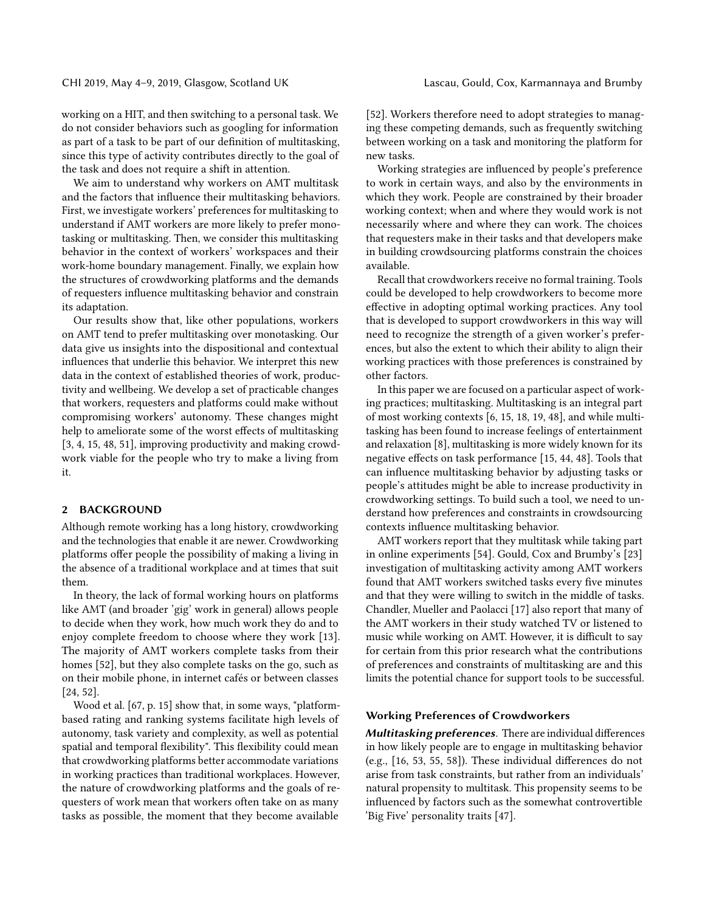working on a HIT, and then switching to a personal task. We do not consider behaviors such as googling for information as part of a task to be part of our definition of multitasking, since this type of activity contributes directly to the goal of the task and does not require a shift in attention.

We aim to understand why workers on AMT multitask and the factors that influence their multitasking behaviors. First, we investigate workers' preferences for multitasking to understand if AMT workers are more likely to prefer monotasking or multitasking. Then, we consider this multitasking behavior in the context of workers' workspaces and their work-home boundary management. Finally, we explain how the structures of crowdworking platforms and the demands of requesters influence multitasking behavior and constrain its adaptation.

Our results show that, like other populations, workers on AMT tend to prefer multitasking over monotasking. Our data give us insights into the dispositional and contextual influences that underlie this behavior. We interpret this new data in the context of established theories of work, productivity and wellbeing. We develop a set of practicable changes that workers, requesters and platforms could make without compromising workers' autonomy. These changes might help to ameliorate some of the worst effects of multitasking [3, 4, 15, 48, 51], improving productivity and making crowdwork viable for the people who try to make a living from it.

## 2 BACKGROUND

Although remote working has a long history, crowdworking and the technologies that enable it are newer. Crowdworking platforms offer people the possibility of making a living in the absence of a traditional workplace and at times that suit them.

In theory, the lack of formal working hours on platforms like AMT (and broader 'gig' work in general) allows people to decide when they work, how much work they do and to enjoy complete freedom to choose where they work [13]. The majority of AMT workers complete tasks from their homes [52], but they also complete tasks on the go, such as on their mobile phone, in internet cafés or between classes [24, 52].

Wood et al. [67, p. 15] show that, in some ways, "platform-based rating and ranking systems facilitate high levels of autonomy, task variety and complexity, as well as potential spatial and temporal flexibility". This flexibility could mean that crowdworking platforms better accommodate variations in working practices than traditional workplaces. However, the nature of crowdworking platforms and the goals of requesters of work mean that workers often take on as many tasks as possible, the moment that they become available [52]. Workers therefore need to adopt strategies to managing these competing demands, such as frequently switching between working on a task and monitoring the platform for new tasks.

Working strategies are influenced by people's preference to work in certain ways, and also by the environments in which they work. People are constrained by their broader working context; when and where they would work is not necessarily where and where they can work. The choices that requesters make in their tasks and that developers make in building crowdsourcing platforms constrain the choices available.

Recall that crowdworkers receive no formal training. Tools could be developed to help crowdworkers to become more effective in adopting optimal working practices. Any tool that is developed to support crowdworkers in this way will need to recognize the strength of a given worker's preferences, but also the extent to which their ability to align their working practices with those preferences is constrained by other factors.

In this paper we are focused on a particular aspect of working practices; multitasking. Multitasking is an integral part of most working contexts [6, 15, 18, 19, 48], and while multitasking has been found to increase feelings of entertainment and relaxation [8], multitasking is more widely known for its negative effects on task performance [15, 44, 48]. Tools that can influence multitasking behavior by adjusting tasks or people's attitudes might be able to increase productivity in crowdworking settings. To build such a tool, we need to understand how preferences and constraints in crowdsourcing contexts influence multitasking behavior.

AMT workers report that they multitask while taking part in online experiments [54]. Gould, Cox and Brumby's [23] investigation of multitasking activity among AMT workers found that AMT workers switched tasks every five minutes and that they were willing to switch in the middle of tasks. Chandler, Mueller and Paolacci [17] also report that many of the AMT workers in their study watched TV or listened to music while working on AMT. However, it is difficult to say for certain from this prior research what the contributions of preferences and constraints of multitasking are and this limits the potential chance for support tools to be successful.

### Working Preferences of Crowdworkers

***Multitasking preferences***. There are individual differences in how likely people are to engage in multitasking behavior (e.g., [16, 53, 55, 58]). These individual differences do not arise from task constraints, but rather from an individuals' natural propensity to multitask. This propensity seems to be influenced by factors such as the somewhat controvertible 'Big Five' personality traits [47].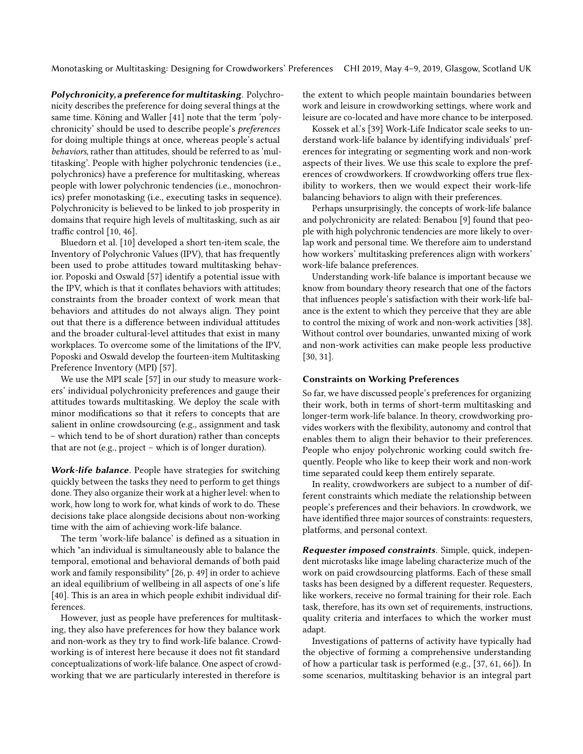***Polychronicity, a preference for multitasking*.** Polychronicity describes the preference for doing several things at the same time. Köning and Waller [41] note that the term 'polychronicity' should be used to describe people's *preferences* for doing multiple things at once, whereas people's actual *behaviors*, rather than attitudes, should be referred to as 'multitasking'. People with higher polychronic tendencies (i.e., polychronics) have a preference for multitasking, whereas people with lower polychronic tendencies (i.e., monochronics) prefer monotasking (i.e., executing tasks in sequence). Polychronicity is believed to be linked to job prosperity in domains that require high levels of multitasking, such as air traffic control [10, 46].

Bluedorn et al. [10] developed a short ten-item scale, the Inventory of Polychronic Values (IPV), that has frequently been used to probe attitudes toward multitasking behavior. Poposki and Oswald [57] identify a potential issue with the IPV, which is that it conflates behaviors with attitudes; constraints from the broader context of work mean that behaviors and attitudes do not always align. They point out that there is a difference between individual attitudes and the broader cultural-level attitudes that exist in many workplaces. To overcome some of the limitations of the IPV, Poposki and Oswald develop the fourteen-item Multitasking Preference Inventory (MPI) [57].

We use the MPI scale [57] in our study to measure workers' individual polychronicity preferences and gauge their attitudes towards multitasking. We deploy the scale with minor modifications so that it refers to concepts that are salient in online crowdsourcing (e.g., assignment and task – which tend to be of short duration) rather than concepts that are not (e.g., project – which is of longer duration).

***Work-life balance*.** People have strategies for switching quickly between the tasks they need to perform to get things done. They also organize their work at a higher level: when to work, how long to work for, what kinds of work to do. These decisions take place alongside decisions about non-working time with the aim of achieving work-life balance.

The term 'work-life balance' is defined as a situation in which "an individual is simultaneously able to balance the temporal, emotional and behavioral demands of both paid work and family responsibility" [26, p. 49] in order to achieve an ideal equilibrium of wellbeing in all aspects of one's life [40]. This is an area in which people exhibit individual differences.

However, just as people have preferences for multitasking, they also have preferences for how they balance work and non-work as they try to find work-life balance. Crowdworking is of interest here because it does not fit standard conceptualizations of work-life balance. One aspect of crowdworking that we are particularly interested in therefore is the extent to which people maintain boundaries between work and leisure in crowdworking settings, where work and leisure are co-located and have more chance to be interposed.

Kossek et al.'s [39] Work-Life Indicator scale seeks to understand work-life balance by identifying individuals' preferences for integrating or segmenting work and non-work aspects of their lives. We use this scale to explore the preferences of crowdworkers. If crowdworking offers true flexibility to workers, then we would expect their work-life balancing behaviors to align with their preferences.

Perhaps unsurprisingly, the concepts of work-life balance and polychronicity are related: Benabou [9] found that people with high polychronic tendencies are more likely to overlap work and personal time. We therefore aim to understand how workers' multitasking preferences align with workers' work-life balance preferences.

Understanding work-life balance is important because we know from boundary theory research that one of the factors that influences people's satisfaction with their work-life balance is the extent to which they perceive that they are able to control the mixing of work and non-work activities [38]. Without control over boundaries, unwanted mixing of work and non-work activities can make people less productive [30, 31].

### Constraints on Working Preferences

So far, we have discussed people's preferences for organizing their work, both in terms of short-term multitasking and longer-term work-life balance. In theory, crowdworking provides workers with the flexibility, autonomy and control that enables them to align their behavior to their preferences. People who enjoy polychronic working could switch frequently. People who like to keep their work and non-work time separated could keep them entirely separate.

In reality, crowdworkers are subject to a number of different constraints which mediate the relationship between people's preferences and their behaviors. In crowdwork, we have identified three major sources of constraints: requesters, platforms, and personal context.

***Requester imposed constraints*.** Simple, quick, independent microtasks like image labeling characterize much of the work on paid crowdsourcing platforms. Each of these small tasks has been designed by a different requester. Requesters, like workers, receive no formal training for their role. Each task, therefore, has its own set of requirements, instructions, quality criteria and interfaces to which the worker must adapt.

Investigations of patterns of activity have typically had the objective of forming a comprehensive understanding of how a particular task is performed (e.g., [37, 61, 66]). In some scenarios, multitasking behavior is an integral part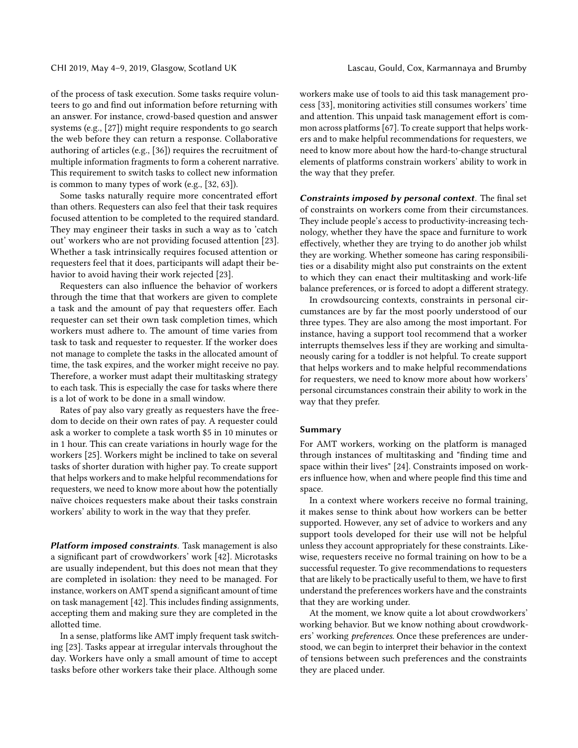of the process of task execution. Some tasks require volunteers to go and find out information before returning with an answer. For instance, crowd-based question and answer systems (e.g., [27]) might require respondents to go search the web before they can return a response. Collaborative authoring of articles (e.g., [36]) requires the recruitment of multiple information fragments to form a coherent narrative. This requirement to switch tasks to collect new information is common to many types of work (e.g., [32, 63]).

Some tasks naturally require more concentrated effort than others. Requesters can also feel that their task requires focused attention to be completed to the required standard. They may engineer their tasks in such a way as to 'catch out' workers who are not providing focused attention [23]. Whether a task intrinsically requires focused attention or requesters feel that it does, participants will adapt their behavior to avoid having their work rejected [23].

Requesters can also influence the behavior of workers through the time that that workers are given to complete a task and the amount of pay that requesters offer. Each requester can set their own task completion times, which workers must adhere to. The amount of time varies from task to task and requester to requester. If the worker does not manage to complete the tasks in the allocated amount of time, the task expires, and the worker might receive no pay. Therefore, a worker must adapt their multitasking strategy to each task. This is especially the case for tasks where there is a lot of work to be done in a small window.

Rates of pay also vary greatly as requesters have the freedom to decide on their own rates of pay. A requester could ask a worker to complete a task worth $5 in 10 minutes or in 1 hour. This can create variations in hourly wage for the workers [25]. Workers might be inclined to take on several tasks of shorter duration with higher pay. To create support that helps workers and to make helpful recommendations for requesters, we need to know more about how the potentially naïve choices requesters make about their tasks constrain workers' ability to work in the way that they prefer.

***Platform imposed constraints*.** Task management is also a significant part of crowdworkers' work [42]. Microtasks are usually independent, but this does not mean that they are completed in isolation: they need to be managed. For instance, workers on AMT spend a significant amount of time on task management [42]. This includes finding assignments, accepting them and making sure they are completed in the allotted time.

In a sense, platforms like AMT imply frequent task switching [23]. Tasks appear at irregular intervals throughout the day. Workers have only a small amount of time to accept tasks before other workers take their place. Although some workers make use of tools to aid this task management process [33], monitoring activities still consumes workers' time and attention. This unpaid task management effort is common across platforms [67]. To create support that helps workers and to make helpful recommendations for requesters, we need to know more about how the hard-to-change structural elements of platforms constrain workers' ability to work in the way that they prefer.

***Constraints imposed by personal context*.** The final set of constraints on workers come from their circumstances. They include people's access to productivity-increasing technology, whether they have the space and furniture to work effectively, whether they are trying to do another job whilst they are working. Whether someone has caring responsibilities or a disability might also put constraints on the extent to which they can enact their multitasking and work-life balance preferences, or is forced to adopt a different strategy.

In crowdsourcing contexts, constraints in personal circumstances are by far the most poorly understood of our three types. They are also among the most important. For instance, having a support tool recommend that a worker interrupts themselves less if they are working and simultaneously caring for a toddler is not helpful. To create support that helps workers and to make helpful recommendations for requesters, we need to know more about how workers' personal circumstances constrain their ability to work in the way that they prefer.

### Summary

For AMT workers, working on the platform is managed through instances of multitasking and "finding time and space within their lives" [24]. Constraints imposed on workers influence how, when and where people find this time and space.

In a context where workers receive no formal training, it makes sense to think about how workers can be better supported. However, any set of advice to workers and any support tools developed for their use will not be helpful unless they account appropriately for these constraints. Likewise, requesters receive no formal training on how to be a successful requester. To give recommendations to requesters that are likely to be practically useful to them, we have to first understand the preferences workers have and the constraints that they are working under.

At the moment, we know quite a lot about crowdworkers' working behavior. But we know nothing about crowdworkers' working *preferences*. Once these preferences are understood, we can begin to interpret their behavior in the context of tensions between such preferences and the constraints they are placed under.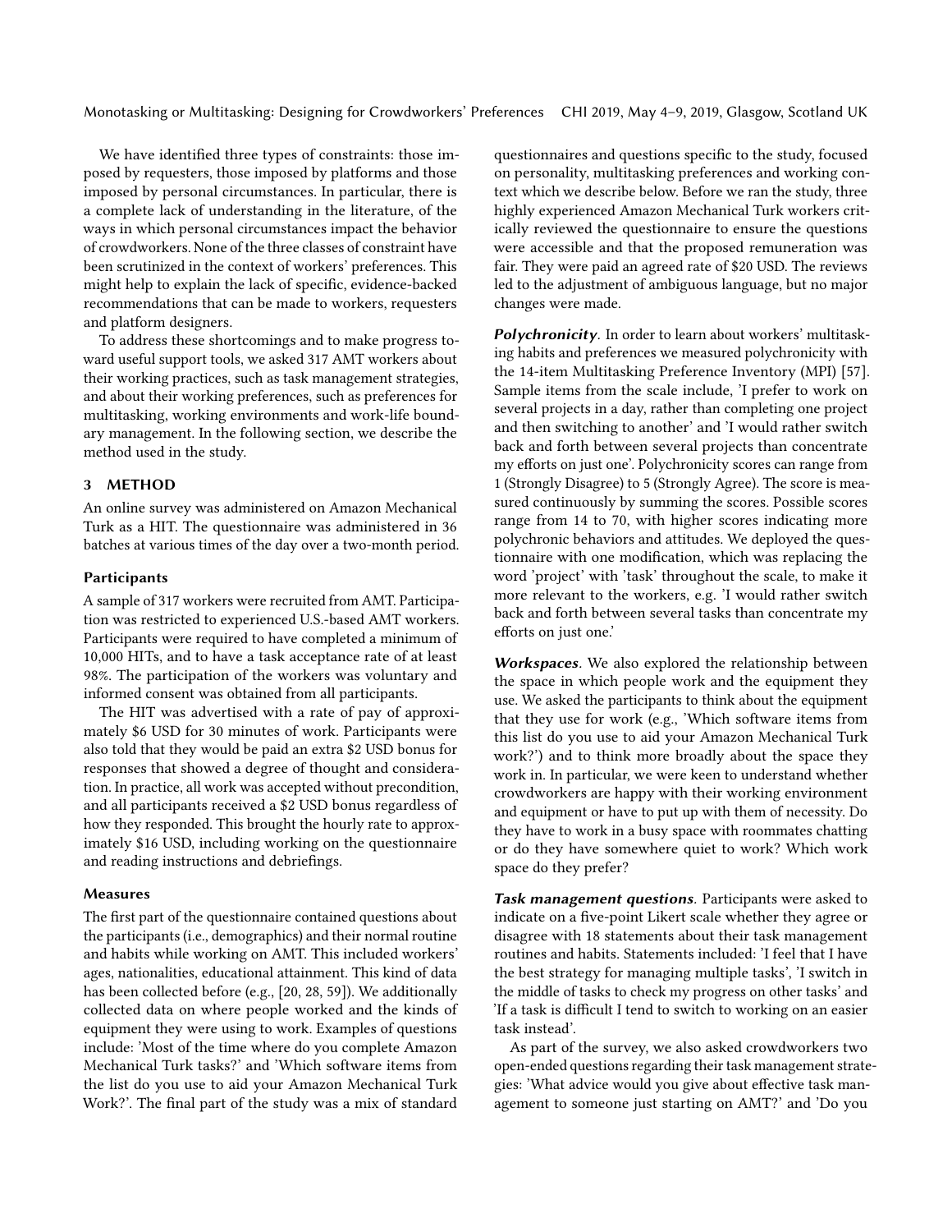We have identified three types of constraints: those imposed by requesters, those imposed by platforms and those imposed by personal circumstances. In particular, there is a complete lack of understanding in the literature, of the ways in which personal circumstances impact the behavior of crowdworkers. None of the three classes of constraint have been scrutinized in the context of workers' preferences. This might help to explain the lack of specific, evidence-backed recommendations that can be made to workers, requesters and platform designers.

To address these shortcomings and to make progress toward useful support tools, we asked 317 AMT workers about their working practices, such as task management strategies, and about their working preferences, such as preferences for multitasking, working environments and work-life boundary management. In the following section, we describe the method used in the study.

## 3 METHOD

An online survey was administered on Amazon Mechanical Turk as a HIT. The questionnaire was administered in 36 batches at various times of the day over a two-month period.

### Participants

A sample of 317 workers were recruited from AMT. Participation was restricted to experienced U.S.-based AMT workers. Participants were required to have completed a minimum of 10,000 HITs, and to have a task acceptance rate of at least 98%. The participation of the workers was voluntary and informed consent was obtained from all participants.

The HIT was advertised with a rate of pay of approximately $6 USD for 30 minutes of work. Participants were also told that they would be paid an extra $2 USD bonus for responses that showed a degree of thought and consideration. In practice, all work was accepted without precondition, and all participants received a $2 USD bonus regardless of how they responded. This brought the hourly rate to approximately $16 USD, including working on the questionnaire and reading instructions and debriefings.

### Measures

The first part of the questionnaire contained questions about the participants (i.e., demographics) and their normal routine and habits while working on AMT. This included workers' ages, nationalities, educational attainment. This kind of data has been collected before (e.g., [20, 28, 59]). We additionally collected data on where people worked and the kinds of equipment they were using to work. Examples of questions include: 'Most of the time where do you complete Amazon Mechanical Turk tasks?' and 'Which software items from the list do you use to aid your Amazon Mechanical Turk Work?'. The final part of the study was a mix of standard questionnaires and questions specific to the study, focused on personality, multitasking preferences and working context which we describe below. Before we ran the study, three highly experienced Amazon Mechanical Turk workers critically reviewed the questionnaire to ensure the questions were accessible and that the proposed remuneration was fair. They were paid an agreed rate of $20 USD. The reviews led to the adjustment of ambiguous language, but no major changes were made.

***Polychronicity***. In order to learn about workers' multitasking habits and preferences we measured polychronicity with the 14-item Multitasking Preference Inventory (MPI) [57]. Sample items from the scale include, 'I prefer to work on several projects in a day, rather than completing one project and then switching to another' and 'I would rather switch back and forth between several projects than concentrate my efforts on just one'. Polychronicity scores can range from 1 (Strongly Disagree) to 5 (Strongly Agree). The score is measured continuously by summing the scores. Possible scores range from 14 to 70, with higher scores indicating more polychronic behaviors and attitudes. We deployed the questionnaire with one modification, which was replacing the word 'project' with 'task' throughout the scale, to make it more relevant to the workers, e.g. 'I would rather switch back and forth between several tasks than concentrate my efforts on just one.'

***Workspaces***. We also explored the relationship between the space in which people work and the equipment they use. We asked the participants to think about the equipment that they use for work (e.g., 'Which software items from this list do you use to aid your Amazon Mechanical Turk work?') and to think more broadly about the space they work in. In particular, we were keen to understand whether crowdworkers are happy with their working environment and equipment or have to put up with them of necessity. Do they have to work in a busy space with roommates chatting or do they have somewhere quiet to work? Which work space do they prefer?

***Task management questions***. Participants were asked to indicate on a five-point Likert scale whether they agree or disagree with 18 statements about their task management routines and habits. Statements included: 'I feel that I have the best strategy for managing multiple tasks', 'I switch in the middle of tasks to check my progress on other tasks' and 'If a task is difficult I tend to switch to working on an easier task instead'.

As part of the survey, we also asked crowdworkers two open-ended questions regarding their task management strategies: 'What advice would you give about effective task management to someone just starting on AMT?' and 'Do you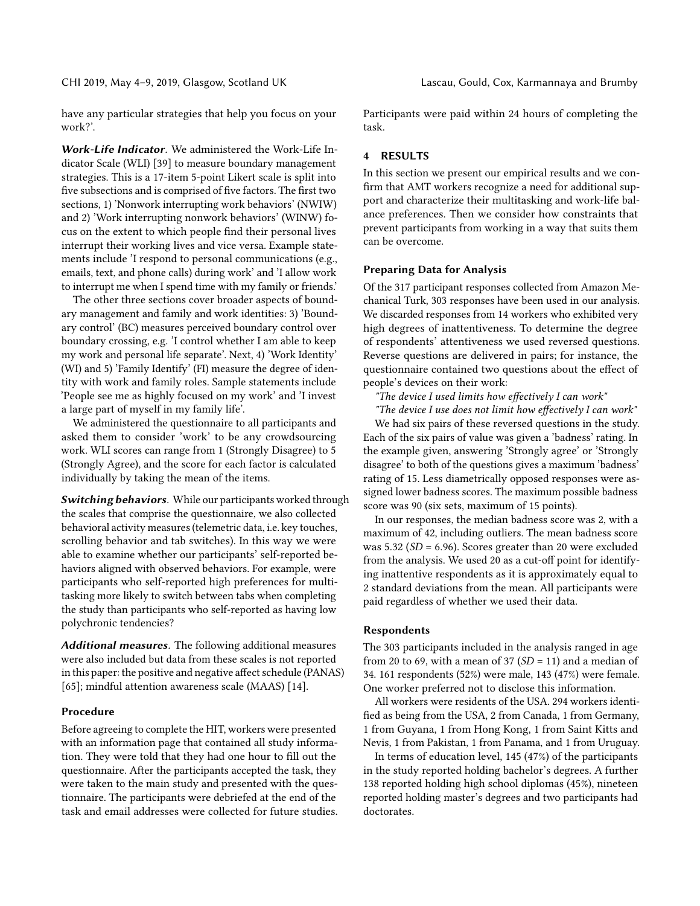have any particular strategies that help you focus on your work?'.

***Work-Life Indicator***. We administered the Work-Life Indicator Scale (WLI) [39] to measure boundary management strategies. This is a 17-item 5-point Likert scale is split into five subsections and is comprised of five factors. The first two sections, 1) 'Nonwork interrupting work behaviors' (NWIW) and 2) 'Work interrupting nonwork behaviors' (WINW) focus on the extent to which people find their personal lives interrupt their working lives and vice versa. Example statements include 'I respond to personal communications (e.g., emails, text, and phone calls) during work' and 'I allow work to interrupt me when I spend time with my family or friends.'

The other three sections cover broader aspects of boundary management and family and work identities: 3) 'Boundary control' (BC) measures perceived boundary control over boundary crossing, e.g. 'I control whether I am able to keep my work and personal life separate'. Next, 4) 'Work Identity' (WI) and 5) 'Family Identify' (FI) measure the degree of identity with work and family roles. Sample statements include 'People see me as highly focused on my work' and 'I invest a large part of myself in my family life'.

We administered the questionnaire to all participants and asked them to consider 'work' to be any crowdsourcing work. WLI scores can range from 1 (Strongly Disagree) to 5 (Strongly Agree), and the score for each factor is calculated individually by taking the mean of the items.

***Switching behaviors***. While our participants worked through the scales that comprise the questionnaire, we also collected behavioral activity measures (telemetric data, i.e. key touches, scrolling behavior and tab switches). In this way we were able to examine whether our participants' self-reported behaviors aligned with observed behaviors. For example, were participants who self-reported high preferences for multitasking more likely to switch between tabs when completing the study than participants who self-reported as having low polychronic tendencies?

***Additional measures***. The following additional measures were also included but data from these scales is not reported in this paper: the positive and negative affect schedule (PANAS) [65]; mindful attention awareness scale (MAAS) [14].

### Procedure

Before agreeing to complete the HIT, workers were presented with an information page that contained all study information. They were told that they had one hour to fill out the questionnaire. After the participants accepted the task, they were taken to the main study and presented with the questionnaire. The participants were debriefed at the end of the task and email addresses were collected for future studies. Participants were paid within 24 hours of completing the task.

## 4 RESULTS

In this section we present our empirical results and we confirm that AMT workers recognize a need for additional support and characterize their multitasking and work-life balance preferences. Then we consider how constraints that prevent participants from working in a way that suits them can be overcome.

### Preparing Data for Analysis

Of the 317 participant responses collected from Amazon Mechanical Turk, 303 responses have been used in our analysis. We discarded responses from 14 workers who exhibited very high degrees of inattentiveness. To determine the degree of respondents' attentiveness we used reversed questions. Reverse questions are delivered in pairs; for instance, the questionnaire contained two questions about the effect of people's devices on their work:

*"The device I used limits how effectively I can work"*
*"The device I use does not limit how effectively I can work"*

We had six pairs of these reversed questions in the study. Each of the six pairs of value was given a 'badness' rating. In the example given, answering 'Strongly agree' or 'Strongly disagree' to both of the questions gives a maximum 'badness' rating of 15. Less diametrically opposed responses were assigned lower badness scores. The maximum possible badness score was 90 (six sets, maximum of 15 points).

In our responses, the median badness score was 2, with a maximum of 42, including outliers. The mean badness score was 5.32 (*SD* = 6.96). Scores greater than 20 were excluded from the analysis. We used 20 as a cut-off point for identifying inattentive respondents as it is approximately equal to 2 standard deviations from the mean. All participants were paid regardless of whether we used their data.

### Respondents

The 303 participants included in the analysis ranged in age from 20 to 69, with a mean of 37 (*SD* = 11) and a median of 34. 161 respondents (52%) were male, 143 (47%) were female. One worker preferred not to disclose this information.

All workers were residents of the USA. 294 workers identified as being from the USA, 2 from Canada, 1 from Germany, 1 from Guyana, 1 from Hong Kong, 1 from Saint Kitts and Nevis, 1 from Pakistan, 1 from Panama, and 1 from Uruguay.

In terms of education level, 145 (47%) of the participants in the study reported holding bachelor's degrees. A further 138 reported holding high school diplomas (45%), nineteen reported holding master's degrees and two participants had doctorates.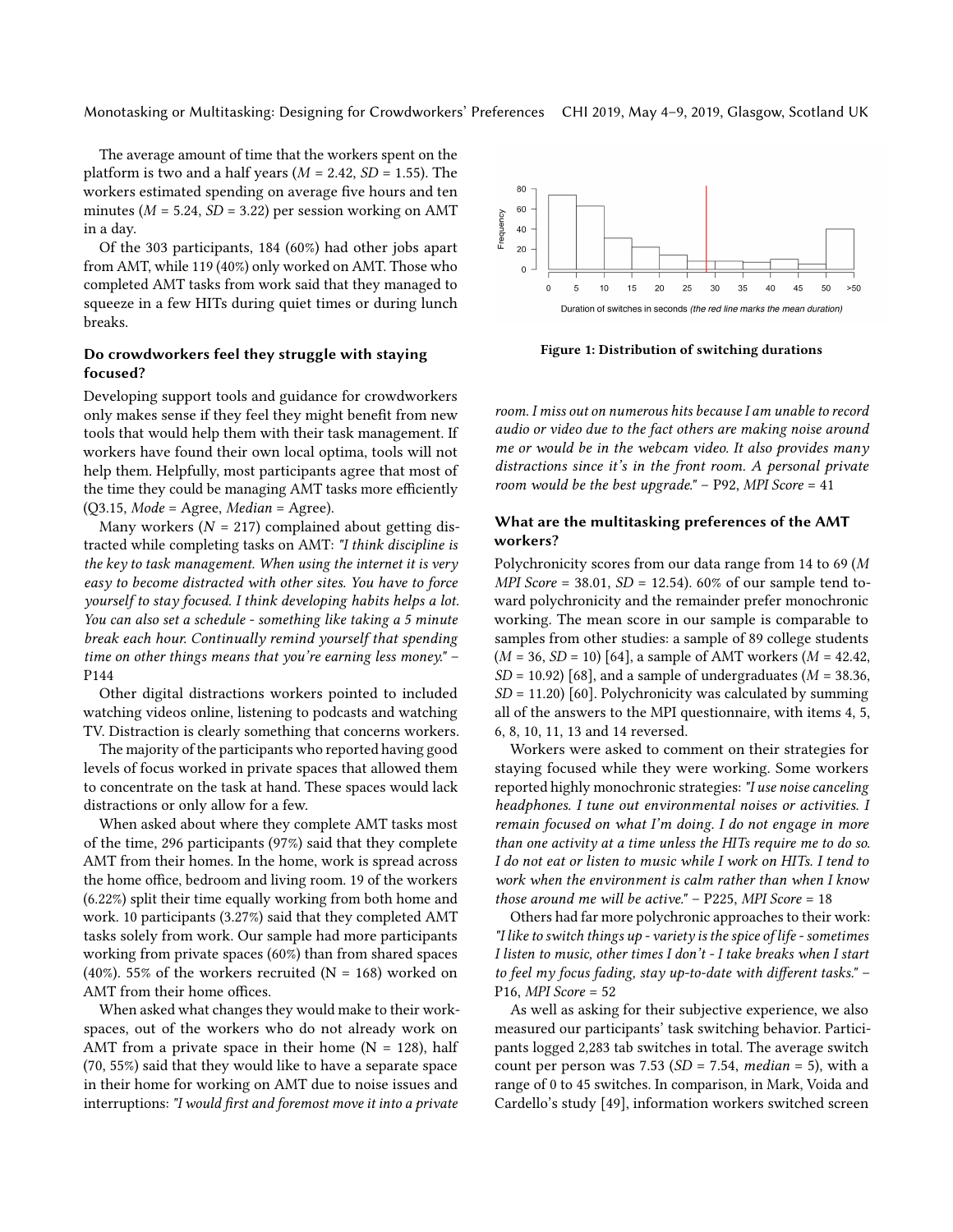The average amount of time that the workers spent on the platform is two and a half years ($M$ = 2.42, $SD$ = 1.55). The workers estimated spending on average five hours and ten minutes ($M$ = 5.24, $SD$ = 3.22) per session working on AMT in a day.

Of the 303 participants, 184 (60%) had other jobs apart from AMT, while 119 (40%) only worked on AMT. Those who completed AMT tasks from work said that they managed to squeeze in a few HITs during quiet times or during lunch breaks.

### Do crowdworkers feel they struggle with staying focused?

Developing support tools and guidance for crowdworkers only makes sense if they feel they might benefit from new tools that would help them with their task management. If workers have found their own local optima, tools will not help them. Helpfully, most participants agree that most of the time they could be managing AMT tasks more efficiently (Q3.15, *Mode* = Agree, *Median* = Agree).

Many workers ($N$ = 217) complained about getting distracted while completing tasks on AMT: *"I think discipline is the key to task management. When using the internet it is very easy to become distracted with other sites. You have to force yourself to stay focused. I think developing habits helps a lot. You can also set a schedule - something like taking a 5 minute break each hour. Continually remind yourself that spending time on other things means that you're earning less money."* – P144

Other digital distractions workers pointed to included watching videos online, listening to podcasts and watching TV. Distraction is clearly something that concerns workers.

The majority of the participants who reported having good levels of focus worked in private spaces that allowed them to concentrate on the task at hand. These spaces would lack distractions or only allow for a few.

When asked about where they complete AMT tasks most of the time, 296 participants (97%) said that they complete AMT from their homes. In the home, work is spread across the home office, bedroom and living room. 19 of the workers (6.22%) split their time equally working from both home and work. 10 participants (3.27%) said that they completed AMT tasks solely from work. Our sample had more participants working from private spaces (60%) than from shared spaces (40%). 55% of the workers recruited (N = 168) worked on AMT from their home offices.

When asked what changes they would make to their workspaces, out of the workers who do not already work on AMT from a private space in their home (N = 128), half (70, 55%) said that they would like to have a separate space in their home for working on AMT due to noise issues and interruptions: *"I would first and foremost move it into a private room. I miss out on numerous hits because I am unable to record audio or video due to the fact others are making noise around me or would be in the webcam video. It also provides many distractions since it's in the front room. A personal private room would be the best upgrade."* – P92, *MPI Score* = 41

**Figure 1: Distribution of switching durations**

### What are the multitasking preferences of the AMT workers?

Polychronicity scores from our data range from 14 to 69 ($M$ *MPI Score* = 38.01, $SD$ = 12.54). 60% of our sample tend toward polychronicity and the remainder prefer monochronic working. The mean score in our sample is comparable to samples from other studies: a sample of 89 college students ($M$ = 36, $SD$ = 10) [64], a sample of AMT workers ($M$ = 42.42, $SD$ = 10.92) [68], and a sample of undergraduates ($M$ = 38.36, $SD$ = 11.20) [60]. Polychronicity was calculated by summing all of the answers to the MPI questionnaire, with items 4, 5, 6, 8, 10, 11, 13 and 14 reversed.

Workers were asked to comment on their strategies for staying focused while they were working. Some workers reported highly monochronic strategies: *"I use noise canceling headphones. I tune out environmental noises or activities. I remain focused on what I'm doing. I do not engage in more than one activity at a time unless the HITs require me to do so. I do not eat or listen to music while I work on HITs. I tend to work when the environment is calm rather than when I know those around me will be active."* – P225, *MPI Score* = 18

Others had far more polychronic approaches to their work: *"I like to switch things up - variety is the spice of life - sometimes I listen to music, other times I don't - I take breaks when I start to feel my focus fading, stay up-to-date with different tasks."* – P16, *MPI Score* = 52

As well as asking for their subjective experience, we also measured our participants' task switching behavior. Participants logged 2,283 tab switches in total. The average switch count per person was 7.53 ($SD$ = 7.54, *median* = 5), with a range of 0 to 45 switches. In comparison, in Mark, Voida and Cardello's study [49], information workers switched screen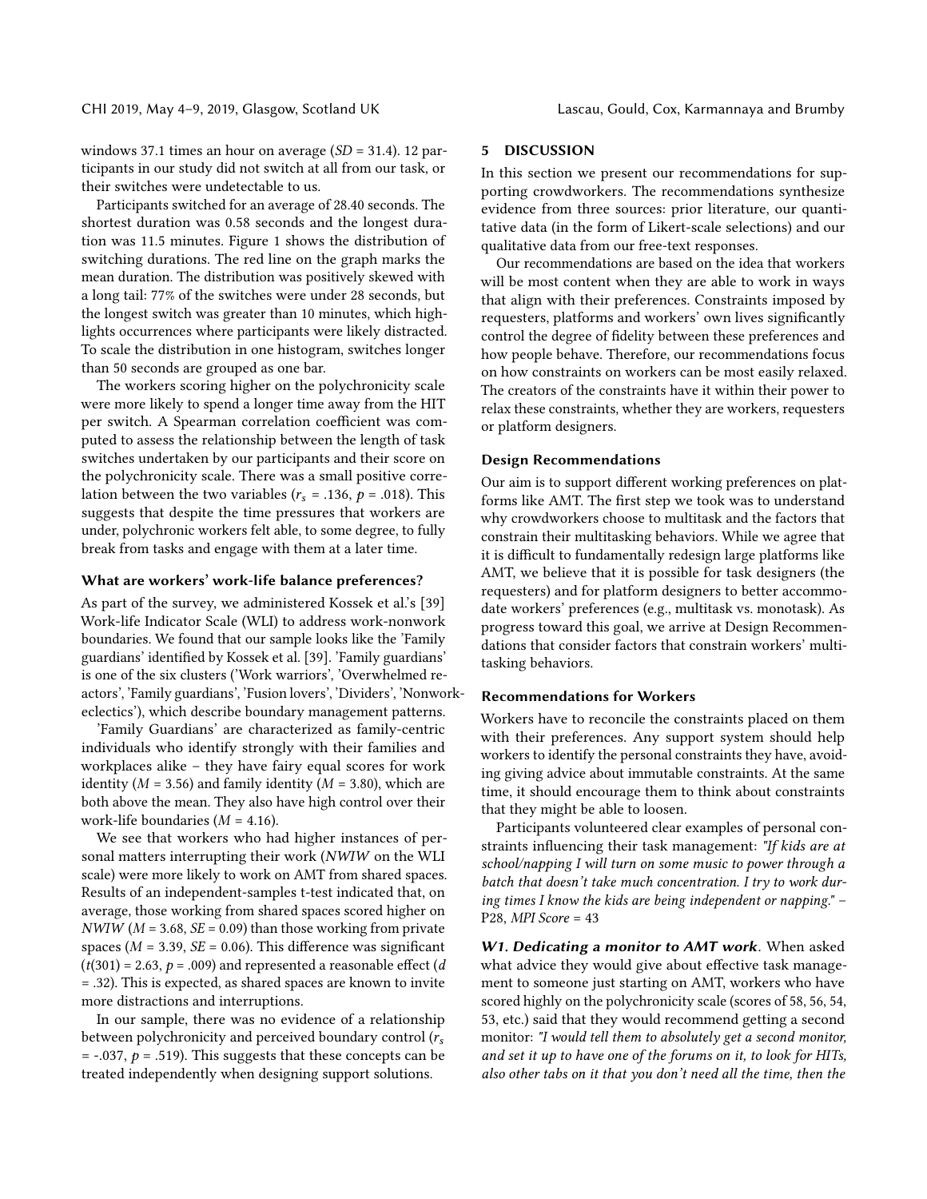windows 37.1 times an hour on average (*SD* = 31.4). 12 participants in our study did not switch at all from our task, or their switches were undetectable to us.

Participants switched for an average of 28.40 seconds. The shortest duration was 0.58 seconds and the longest duration was 11.5 minutes. Figure 1 shows the distribution of switching durations. The red line on the graph marks the mean duration. The distribution was positively skewed with a long tail: 77% of the switches were under 28 seconds, but the longest switch was greater than 10 minutes, which highlights occurrences where participants were likely distracted. To scale the distribution in one histogram, switches longer than 50 seconds are grouped as one bar.

The workers scoring higher on the polychronicity scale were more likely to spend a longer time away from the HIT per switch. A Spearman correlation coefficient was computed to assess the relationship between the length of task switches undertaken by our participants and their score on the polychronicity scale. There was a small positive correlation between the two variables ($r_s$ = .136, $p$ = .018). This suggests that despite the time pressures that workers are under, polychronic workers felt able, to some degree, to fully break from tasks and engage with them at a later time.

### What are workers' work-life balance preferences?

As part of the survey, we administered Kossek et al.'s [39] Work-life Indicator Scale (WLI) to address work-nonwork boundaries. We found that our sample looks like the 'Family guardians' identified by Kossek et al. [39]. 'Family guardians' is one of the six clusters ('Work warriors', 'Overwhelmed reactors', 'Family guardians', 'Fusion lovers', 'Dividers', 'Nonwork-eclectics'), which describe boundary management patterns.

'Family Guardians' are characterized as family-centric individuals who identify strongly with their families and workplaces alike – they have fairy equal scores for work identity (*M* = 3.56) and family identity (*M* = 3.80), which are both above the mean. They also have high control over their work-life boundaries (*M* = 4.16).

We see that workers who had higher instances of personal matters interrupting their work (*NWIW* on the WLI scale) were more likely to work on AMT from shared spaces. Results of an independent-samples t-test indicated that, on average, those working from shared spaces scored higher on *NWIW* (*M* = 3.68, *SE* = 0.09) than those working from private spaces (*M* = 3.39, *SE* = 0.06). This difference was significant ($t(301)$ = 2.63, $p$ = .009) and represented a reasonable effect ($d$ = .32). This is expected, as shared spaces are known to invite more distractions and interruptions.

In our sample, there was no evidence of a relationship between polychronicity and perceived boundary control ($r_s$ = -.037, $p$ = .519). This suggests that these concepts can be treated independently when designing support solutions.

## 5 DISCUSSION

In this section we present our recommendations for supporting crowdworkers. The recommendations synthesize evidence from three sources: prior literature, our quantitative data (in the form of Likert-scale selections) and our qualitative data from our free-text responses.

Our recommendations are based on the idea that workers will be most content when they are able to work in ways that align with their preferences. Constraints imposed by requesters, platforms and workers' own lives significantly control the degree of fidelity between these preferences and how people behave. Therefore, our recommendations focus on how constraints on workers can be most easily relaxed. The creators of the constraints have it within their power to relax these constraints, whether they are workers, requesters or platform designers.

### Design Recommendations

Our aim is to support different working preferences on platforms like AMT. The first step we took was to understand why crowdworkers choose to multitask and the factors that constrain their multitasking behaviors. While we agree that it is difficult to fundamentally redesign large platforms like AMT, we believe that it is possible for task designers (the requesters) and for platform designers to better accommodate workers' preferences (e.g., multitask vs. monotask). As progress toward this goal, we arrive at Design Recommendations that consider factors that constrain workers' multitasking behaviors.

### Recommendations for Workers

Workers have to reconcile the constraints placed on them with their preferences. Any support system should help workers to identify the personal constraints they have, avoiding giving advice about immutable constraints. At the same time, it should encourage them to think about constraints that they might be able to loosen.

Participants volunteered clear examples of personal constraints influencing their task management: *"If kids are at school/napping I will turn on some music to power through a batch that doesn't take much concentration. I try to work during times I know the kids are being independent or napping."* – P28, *MPI Score* = 43

***W1. Dedicating a monitor to AMT work***. When asked what advice they would give about effective task management to someone just starting on AMT, workers who have scored highly on the polychronicity scale (scores of 58, 56, 54, 53, etc.) said that they would recommend getting a second monitor: *"I would tell them to absolutely get a second monitor, and set it up to have one of the forums on it, to look for HITs, also other tabs on it that you don't need all the time, then the*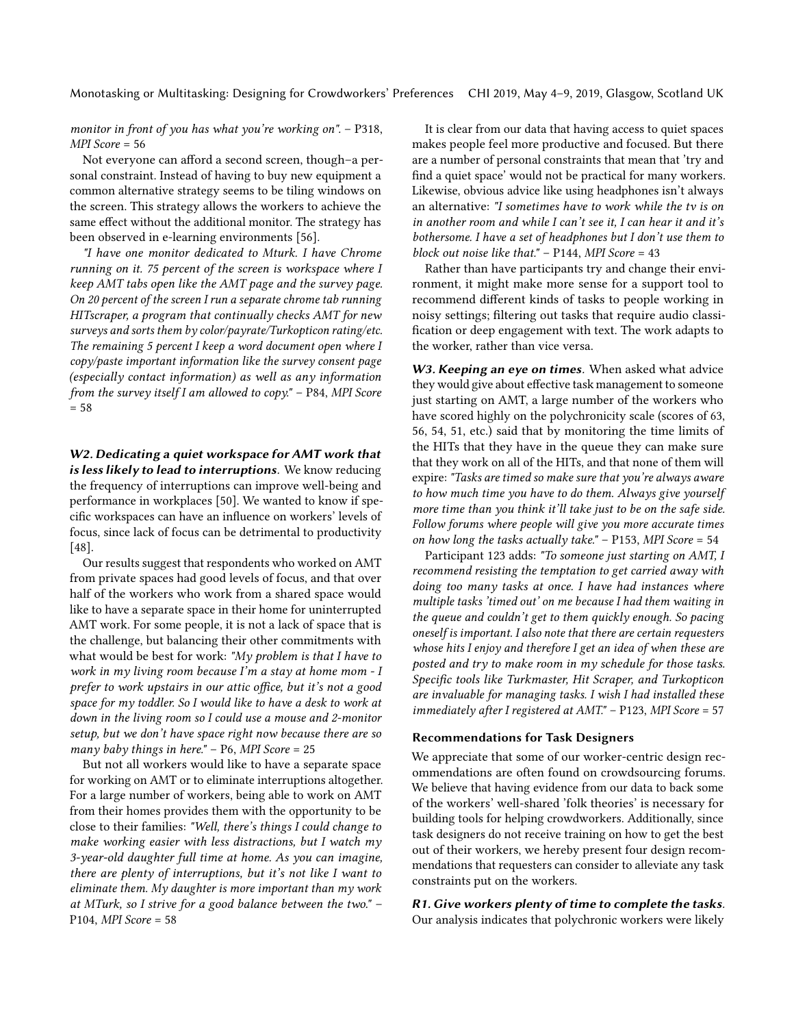*monitor in front of you has what you're working on".* – P318, *MPI Score* = 56

Not everyone can afford a second screen, though–a personal constraint. Instead of having to buy new equipment a common alternative strategy seems to be tiling windows on the screen. This strategy allows the workers to achieve the same effect without the additional monitor. The strategy has been observed in e-learning environments [56].

*"I have one monitor dedicated to Mturk. I have Chrome running on it. 75 percent of the screen is workspace where I keep AMT tabs open like the AMT page and the survey page. On 20 percent of the screen I run a separate chrome tab running HITscraper, a program that continually checks AMT for new surveys and sorts them by color/payrate/Turkopticon rating/etc. The remaining 5 percent I keep a word document open where I copy/paste important information like the survey consent page (especially contact information) as well as any information from the survey itself I am allowed to copy."* – P84, *MPI Score* = 58

***W2. Dedicating a quiet workspace for AMT work that is less likely to lead to interruptions.*** We know reducing the frequency of interruptions can improve well-being and performance in workplaces [50]. We wanted to know if specific workspaces can have an influence on workers' levels of focus, since lack of focus can be detrimental to productivity [48].

Our results suggest that respondents who worked on AMT from private spaces had good levels of focus, and that over half of the workers who work from a shared space would like to have a separate space in their home for uninterrupted AMT work. For some people, it is not a lack of space that is the challenge, but balancing their other commitments with what would be best for work: *"My problem is that I have to work in my living room because I'm a stay at home mom - I prefer to work upstairs in our attic office, but it's not a good space for my toddler. So I would like to have a desk to work at down in the living room so I could use a mouse and 2-monitor setup, but we don't have space right now because there are so many baby things in here."* – P6, *MPI Score* = 25

But not all workers would like to have a separate space for working on AMT or to eliminate interruptions altogether. For a large number of workers, being able to work on AMT from their homes provides them with the opportunity to be close to their families: *"Well, there's things I could change to make working easier with less distractions, but I watch my 3-year-old daughter full time at home. As you can imagine, there are plenty of interruptions, but it's not like I want to eliminate them. My daughter is more important than my work at MTurk, so I strive for a good balance between the two."* – P104, *MPI Score* = 58

It is clear from our data that having access to quiet spaces makes people feel more productive and focused. But there are a number of personal constraints that mean that 'try and find a quiet space' would not be practical for many workers. Likewise, obvious advice like using headphones isn't always an alternative: *"I sometimes have to work while the tv is on in another room and while I can't see it, I can hear it and it's bothersome. I have a set of headphones but I don't use them to block out noise like that."* – P144, *MPI Score* = 43

Rather than have participants try and change their environment, it might make more sense for a support tool to recommend different kinds of tasks to people working in noisy settings; filtering out tasks that require audio classification or deep engagement with text. The work adapts to the worker, rather than vice versa.

***W3. Keeping an eye on times.*** When asked what advice they would give about effective task management to someone just starting on AMT, a large number of the workers who have scored highly on the polychronicity scale (scores of 63, 56, 54, 51, etc.) said that by monitoring the time limits of the HITs that they have in the queue they can make sure that they work on all of the HITs, and that none of them will expire: *"Tasks are timed so make sure that you're always aware to how much time you have to do them. Always give yourself more time than you think it'll take just to be on the safe side. Follow forums where people will give you more accurate times on how long the tasks actually take."* – P153, *MPI Score* = 54

Participant 123 adds: *"To someone just starting on AMT, I recommend resisting the temptation to get carried away with doing too many tasks at once. I have had instances where multiple tasks 'timed out' on me because I had them waiting in the queue and couldn't get to them quickly enough. So pacing oneself is important. I also note that there are certain requesters whose hits I enjoy and therefore I get an idea of when these are posted and try to make room in my schedule for those tasks. Specific tools like Turkmaster, Hit Scraper, and Turkopticon are invaluable for managing tasks. I wish I had installed these immediately after I registered at AMT."* – P123, *MPI Score* = 57

#### Recommendations for Task Designers

We appreciate that some of our worker-centric design recommendations are often found on crowdsourcing forums. We believe that having evidence from our data to back some of the workers' well-shared 'folk theories' is necessary for building tools for helping crowdworkers. Additionally, since task designers do not receive training on how to get the best out of their workers, we hereby present four design recommendations that requesters can consider to alleviate any task constraints put on the workers.

***R1. Give workers plenty of time to complete the tasks.*** Our analysis indicates that polychronic workers were likely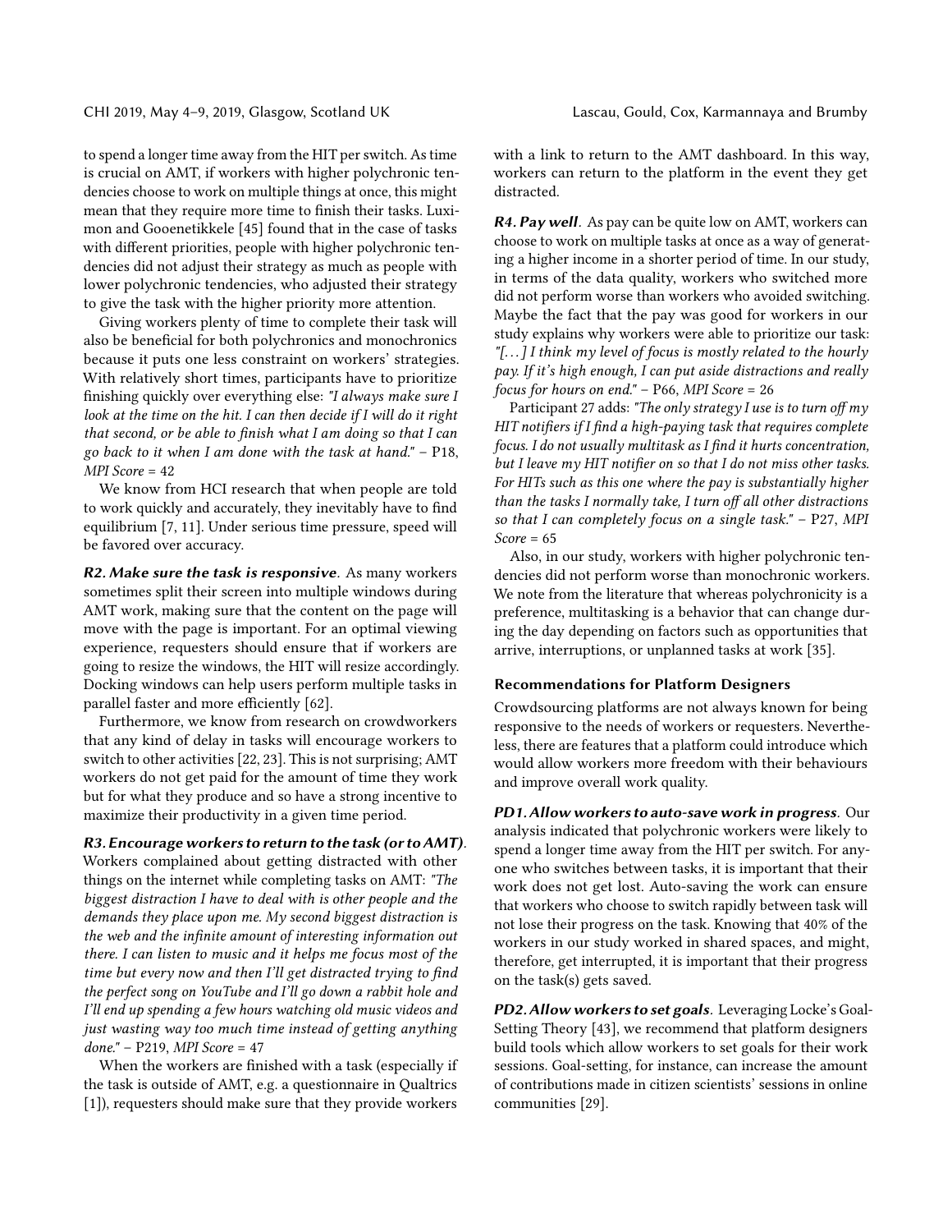to spend a longer time away from the HIT per switch. As time is crucial on AMT, if workers with higher polychronic tendencies choose to work on multiple things at once, this might mean that they require more time to finish their tasks. Luximon and Gooenetikkele [45] found that in the case of tasks with different priorities, people with higher polychronic tendencies did not adjust their strategy as much as people with lower polychronic tendencies, who adjusted their strategy to give the task with the higher priority more attention.

Giving workers plenty of time to complete their task will also be beneficial for both polychronics and monochronics because it puts one less constraint on workers' strategies. With relatively short times, participants have to prioritize finishing quickly over everything else: *"I always make sure I look at the time on the hit. I can then decide if I will do it right that second, or be able to finish what I am doing so that I can go back to it when I am done with the task at hand."* – P18, *MPI Score* = 42

We know from HCI research that when people are told to work quickly and accurately, they inevitably have to find equilibrium [7, 11]. Under serious time pressure, speed will be favored over accuracy.

***R2. Make sure the task is responsive***. As many workers sometimes split their screen into multiple windows during AMT work, making sure that the content on the page will move with the page is important. For an optimal viewing experience, requesters should ensure that if workers are going to resize the windows, the HIT will resize accordingly. Docking windows can help users perform multiple tasks in parallel faster and more efficiently [62].

Furthermore, we know from research on crowdworkers that any kind of delay in tasks will encourage workers to switch to other activities [22, 23]. This is not surprising; AMT workers do not get paid for the amount of time they work but for what they produce and so have a strong incentive to maximize their productivity in a given time period.

***R3. Encourage workers to return to the task (or to AMT)***. Workers complained about getting distracted with other things on the internet while completing tasks on AMT: *"The biggest distraction I have to deal with is other people and the demands they place upon me. My second biggest distraction is the web and the infinite amount of interesting information out there. I can listen to music and it helps me focus most of the time but every now and then I'll get distracted trying to find the perfect song on YouTube and I'll go down a rabbit hole and I'll end up spending a few hours watching old music videos and just wasting way too much time instead of getting anything done."* – P219, *MPI Score* = 47

When the workers are finished with a task (especially if the task is outside of AMT, e.g. a questionnaire in Qualtrics [1]), requesters should make sure that they provide workers with a link to return to the AMT dashboard. In this way, workers can return to the platform in the event they get distracted.

***R4. Pay well***. As pay can be quite low on AMT, workers can choose to work on multiple tasks at once as a way of generating a higher income in a shorter period of time. In our study, in terms of the data quality, workers who switched more did not perform worse than workers who avoided switching. Maybe the fact that the pay was good for workers in our study explains why workers were able to prioritize our task: *"[...] I think my level of focus is mostly related to the hourly pay. If it's high enough, I can put aside distractions and really focus for hours on end."* – P66, *MPI Score* = 26

Participant 27 adds: *"The only strategy I use is to turn off my HIT notifiers if I find a high-paying task that requires complete focus. I do not usually multitask as I find it hurts concentration, but I leave my HIT notifier on so that I do not miss other tasks. For HITs such as this one where the pay is substantially higher than the tasks I normally take, I turn off all other distractions so that I can completely focus on a single task."* – P27, *MPI Score* = 65

Also, in our study, workers with higher polychronic tendencies did not perform worse than monochronic workers. We note from the literature that whereas polychronicity is a preference, multitasking is a behavior that can change during the day depending on factors such as opportunities that arrive, interruptions, or unplanned tasks at work [35].

### Recommendations for Platform Designers

Crowdsourcing platforms are not always known for being responsive to the needs of workers or requesters. Nevertheless, there are features that a platform could introduce which would allow workers more freedom with their behaviours and improve overall work quality.

***PD1. Allow workers to auto-save work in progress***. Our analysis indicated that polychronic workers were likely to spend a longer time away from the HIT per switch. For anyone who switches between tasks, it is important that their work does not get lost. Auto-saving the work can ensure that workers who choose to switch rapidly between task will not lose their progress on the task. Knowing that 40% of the workers in our study worked in shared spaces, and might, therefore, get interrupted, it is important that their progress on the task(s) gets saved.

***PD2. Allow workers to set goals***. Leveraging Locke's Goal-Setting Theory [43], we recommend that platform designers build tools which allow workers to set goals for their work sessions. Goal-setting, for instance, can increase the amount of contributions made in citizen scientists' sessions in online communities [29].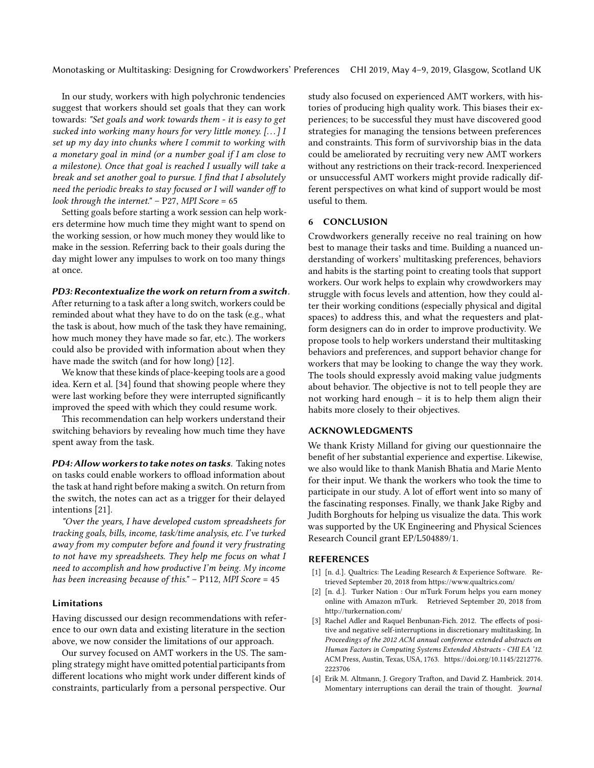In our study, workers with high polychronic tendencies suggest that workers should set goals that they can work towards: *"Set goals and work towards them - it is easy to get sucked into working many hours for very little money. [. . . ] I set up my day into chunks where I commit to working with a monetary goal in mind (or a number goal if I am close to a milestone). Once that goal is reached I usually will take a break and set another goal to pursue. I find that I absolutely need the periodic breaks to stay focused or I will wander off to look through the internet."* – P27, *MPI Score* = 65

Setting goals before starting a work session can help workers determine how much time they might want to spend on the working session, or how much money they would like to make in the session. Referring back to their goals during the day might lower any impulses to work on too many things at once.

***PD3: Recontextualize the work on return from a switch***. After returning to a task after a long switch, workers could be reminded about what they have to do on the task (e.g., what the task is about, how much of the task they have remaining, how much money they have made so far, etc.). The workers could also be provided with information about when they have made the switch (and for how long) [12].

We know that these kinds of place-keeping tools are a good idea. Kern et al. [34] found that showing people where they were last working before they were interrupted significantly improved the speed with which they could resume work.

This recommendation can help workers understand their switching behaviors by revealing how much time they have spent away from the task.

***PD4: Allow workers to take notes on tasks***. Taking notes on tasks could enable workers to offload information about the task at hand right before making a switch. On return from the switch, the notes can act as a trigger for their delayed intentions [21].

*"Over the years, I have developed custom spreadsheets for tracking goals, bills, income, task/time analysis, etc. I've turked away from my computer before and found it very frustrating to not have my spreadsheets. They help me focus on what I need to accomplish and how productive I'm being. My income has been increasing because of this."* – P112, *MPI Score* = 45

### Limitations

Having discussed our design recommendations with reference to our own data and existing literature in the section above, we now consider the limitations of our approach.

Our survey focused on AMT workers in the US. The sampling strategy might have omitted potential participants from different locations who might work under different kinds of constraints, particularly from a personal perspective. Our study also focused on experienced AMT workers, with histories of producing high quality work. This biases their experiences; to be successful they must have discovered good strategies for managing the tensions between preferences and constraints. This form of survivorship bias in the data could be ameliorated by recruiting very new AMT workers without any restrictions on their track-record. Inexperienced or unsuccessful AMT workers might provide radically different perspectives on what kind of support would be most useful to them.

## 6 CONCLUSION

Crowdworkers generally receive no real training on how best to manage their tasks and time. Building a nuanced understanding of workers' multitasking preferences, behaviors and habits is the starting point to creating tools that support workers. Our work helps to explain why crowdworkers may struggle with focus levels and attention, how they could alter their working conditions (especially physical and digital spaces) to address this, and what the requesters and platform designers can do in order to improve productivity. We propose tools to help workers understand their multitasking behaviors and preferences, and support behavior change for workers that may be looking to change the way they work. The tools should expressly avoid making value judgments about behavior. The objective is not to tell people they are not working hard enough – it is to help them align their habits more closely to their objectives.

## ACKNOWLEDGMENTS

We thank Kristy Milland for giving our questionnaire the benefit of her substantial experience and expertise. Likewise, we also would like to thank Manish Bhatia and Marie Mento for their input. We thank the workers who took the time to participate in our study. A lot of effort went into so many of the fascinating responses. Finally, we thank Jake Rigby and Judith Borghouts for helping us visualize the data. This work was supported by the UK Engineering and Physical Sciences Research Council grant EP/L504889/1.

## REFERENCES

[1] [n. d.]. Qualtrics: The Leading Research & Experience Software. Retrieved September 20, 2018 from https://www.qualtrics.com/

[2] [n. d.]. Turker Nation : Our mTurk Forum helps you earn money online with Amazon mTurk. Retrieved September 20, 2018 from http://turkernation.com/

[3] Rachel Adler and Raquel Benbunan-Fich. 2012. The effects of positive and negative self-interruptions in discretionary multitasking. In *Proceedings of the 2012 ACM annual conference extended abstracts on Human Factors in Computing Systems Extended Abstracts - CHI EA '12*. ACM Press, Austin, Texas, USA, 1763. https://doi.org/10.1145/2212776.2223706

[4] Erik M. Altmann, J. Gregory Trafton, and David Z. Hambrick. 2014. Momentary interruptions can derail the train of thought. *Journal*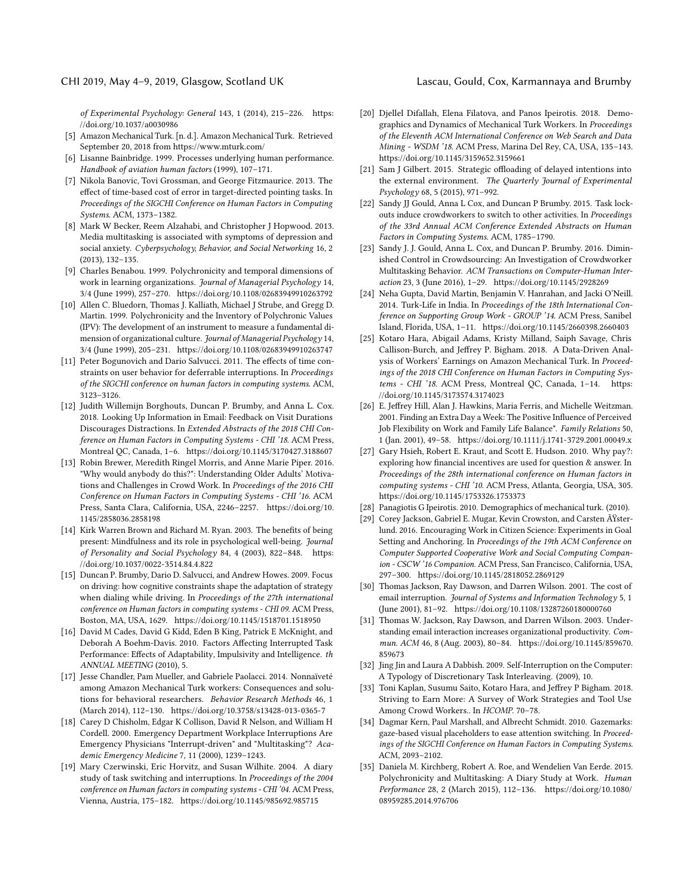of Experimental Psychology: General 143, 1 (2014), 215–226. https://doi.org/10.1037/a0030986

[5] Amazon Mechanical Turk. [n. d.]. Amazon Mechanical Turk. Retrieved September 20, 2018 from https://www.mturk.com/

[6] Lisanne Bainbridge. 1999. Processes underlying human performance. *Handbook of aviation human factors* (1999), 107–171.

[7] Nikola Banovic, Tovi Grossman, and George Fitzmaurice. 2013. The effect of time-based cost of error in target-directed pointing tasks. In *Proceedings of the SIGCHI Conference on Human Factors in Computing Systems*. ACM, 1373–1382.

[8] Mark W Becker, Reem Alzahabi, and Christopher J Hopwood. 2013. Media multitasking is associated with symptoms of depression and social anxiety. *Cyberpsychology, Behavior, and Social Networking* 16, 2 (2013), 132–135.

[9] Charles Benabou. 1999. Polychronicity and temporal dimensions of work in learning organizations. *Journal of Managerial Psychology* 14, 3/4 (June 1999), 257–270. https://doi.org/10.1108/02683949910263792

[10] Allen C. Bluedorn, Thomas J. Kalliath, Michael J Strube, and Gregg D. Martin. 1999. Polychronicity and the Inventory of Polychronic Values (IPV): The development of an instrument to measure a fundamental dimension of organizational culture. *Journal of Managerial Psychology* 14, 3/4 (June 1999), 205–231. https://doi.org/10.1108/02683949910263747

[11] Peter Bogunovich and Dario Salvucci. 2011. The effects of time constraints on user behavior for deferrable interruptions. In *Proceedings of the SIGCHI conference on human factors in computing systems*. ACM, 3123–3126.

[12] Judith Willemijn Borghouts, Duncan P. Brumby, and Anna L. Cox. 2018. Looking Up Information in Email: Feedback on Visit Durations Discourages Distractions. In *Extended Abstracts of the 2018 CHI Conference on Human Factors in Computing Systems - CHI '18*. ACM Press, Montreal QC, Canada, 1–6. https://doi.org/10.1145/3170427.3188607

[13] Robin Brewer, Meredith Ringel Morris, and Anne Marie Piper. 2016. "Why would anybody do this?": Understanding Older Adults' Motivations and Challenges in Crowd Work. In *Proceedings of the 2016 CHI Conference on Human Factors in Computing Systems - CHI '16*. ACM Press, Santa Clara, California, USA, 2246–2257. https://doi.org/10.1145/2858036.2858198

[14] Kirk Warren Brown and Richard M. Ryan. 2003. The benefits of being present: Mindfulness and its role in psychological well-being. *Journal of Personality and Social Psychology* 84, 4 (2003), 822–848. https://doi.org/10.1037/0022-3514.84.4.822

[15] Duncan P. Brumby, Dario D. Salvucci, and Andrew Howes. 2009. Focus on driving: how cognitive constraints shape the adaptation of strategy when dialing while driving. In *Proceedings of the 27th international conference on Human factors in computing systems - CHI 09*. ACM Press, Boston, MA, USA, 1629. https://doi.org/10.1145/1518701.1518950

[16] David M Cades, David G Kidd, Eden B King, Patrick E McKnight, and Deborah A Boehm-Davis. 2010. Factors Affecting Interrupted Task Performance: Effects of Adaptability, Impulsivity and Intelligence. *th ANNUAL MEETING* (2010), 5.

[17] Jesse Chandler, Pam Mueller, and Gabriele Paolacci. 2014. Nonnaïveté among Amazon Mechanical Turk workers: Consequences and solutions for behavioral researchers. *Behavior Research Methods* 46, 1 (March 2014), 112–130. https://doi.org/10.3758/s13428-013-0365-7

[18] Carey D Chisholm, Edgar K Collison, David R Nelson, and William H Cordell. 2000. Emergency Department Workplace Interruptions Are Emergency Physicians "Interrupt-driven" and "Multitasking"? *Academic Emergency Medicine* 7, 11 (2000), 1239–1243.

[19] Mary Czerwinski, Eric Horvitz, and Susan Wilhite. 2004. A diary study of task switching and interruptions. In *Proceedings of the 2004 conference on Human factors in computing systems - CHI '04*. ACM Press, Vienna, Austria, 175–182. https://doi.org/10.1145/985692.985715

[20] Djellel Difallah, Elena Filatova, and Panos Ipeirotis. 2018. Demographics and Dynamics of Mechanical Turk Workers. In *Proceedings of the Eleventh ACM International Conference on Web Search and Data Mining - WSDM '18*. ACM Press, Marina Del Rey, CA, USA, 135–143. https://doi.org/10.1145/3159652.3159661

[21] Sam J Gilbert. 2015. Strategic offloading of delayed intentions into the external environment. *The Quarterly Journal of Experimental Psychology* 68, 5 (2015), 971–992.

[22] Sandy JJ Gould, Anna L Cox, and Duncan P Brumby. 2015. Task lockouts induce crowdworkers to switch to other activities. In *Proceedings of the 33rd Annual ACM Conference Extended Abstracts on Human Factors in Computing Systems*. ACM, 1785–1790.

[23] Sandy J. J. Gould, Anna L. Cox, and Duncan P. Brumby. 2016. Diminished Control in Crowdsourcing: An Investigation of Crowdworker Multitasking Behavior. *ACM Transactions on Computer-Human Interaction* 23, 3 (June 2016), 1–29. https://doi.org/10.1145/2928269

[24] Neha Gupta, David Martin, Benjamin V. Hanrahan, and Jacki O'Neill. 2014. Turk-Life in India. In *Proceedings of the 18th International Conference on Supporting Group Work - GROUP '14*. ACM Press, Sanibel Island, Florida, USA, 1–11. https://doi.org/10.1145/2660398.2660403

[25] Kotaro Hara, Abigail Adams, Kristy Milland, Saiph Savage, Chris Callison-Burch, and Jeffrey P. Bigham. 2018. A Data-Driven Analysis of Workers' Earnings on Amazon Mechanical Turk. In *Proceedings of the 2018 CHI Conference on Human Factors in Computing Systems - CHI '18*. ACM Press, Montreal QC, Canada, 1–14. https://doi.org/10.1145/3173574.3174023

[26] E. Jeffrey Hill, Alan J. Hawkins, Maria Ferris, and Michelle Weitzman. 2001. Finding an Extra Day a Week: The Positive Influence of Perceived Job Flexibility on Work and Family Life Balance*. *Family Relations* 50, 1 (Jan. 2001), 49–58. https://doi.org/10.1111/j.1741-3729.2001.00049.x

[27] Gary Hsieh, Robert E. Kraut, and Scott E. Hudson. 2010. Why pay?: exploring how financial incentives are used for question & answer. In *Proceedings of the 28th international conference on Human factors in computing systems - CHI '10*. ACM Press, Atlanta, Georgia, USA, 305. https://doi.org/10.1145/1753326.1753373

[28] Panagiotis G Ipeirotis. 2010. Demographics of mechanical turk. (2010).

[29] Corey Jackson, Gabriel E. Mugar, Kevin Crowston, and Carsten ÃŸsterlund. 2016. Encouraging Work in Citizen Science: Experiments in Goal Setting and Anchoring. In *Proceedings of the 19th ACM Conference on Computer Supported Cooperative Work and Social Computing Companion - CSCW '16 Companion*. ACM Press, San Francisco, California, USA, 297–300. https://doi.org/10.1145/2818052.2869129

[30] Thomas Jackson, Ray Dawson, and Darren Wilson. 2001. The cost of email interruption. *Journal of Systems and Information Technology* 5, 1 (June 2001), 81–92. https://doi.org/10.1108/13287260180000760

[31] Thomas W. Jackson, Ray Dawson, and Darren Wilson. 2003. Understanding email interaction increases organizational productivity. *Commun. ACM* 46, 8 (Aug. 2003), 80–84. https://doi.org/10.1145/859670.859673

[32] Jing Jin and Laura A Dabbish. 2009. Self-Interruption on the Computer: A Typology of Discretionary Task Interleaving. (2009), 10.

[33] Toni Kaplan, Susumu Saito, Kotaro Hara, and Jeffrey P Bigham. 2018. Striving to Earn More: A Survey of Work Strategies and Tool Use Among Crowd Workers.. In *HCOMP*. 70–78.

[34] Dagmar Kern, Paul Marshall, and Albrecht Schmidt. 2010. Gazemarks: gaze-based visual placeholders to ease attention switching. In *Proceedings of the SIGCHI Conference on Human Factors in Computing Systems*. ACM, 2093–2102.

[35] Daniela M. Kirchberg, Robert A. Roe, and Wendelien Van Eerde. 2015. Polychronicity and Multitasking: A Diary Study at Work. *Human Performance* 28, 2 (March 2015), 112–136. https://doi.org/10.1080/08959285.2014.976706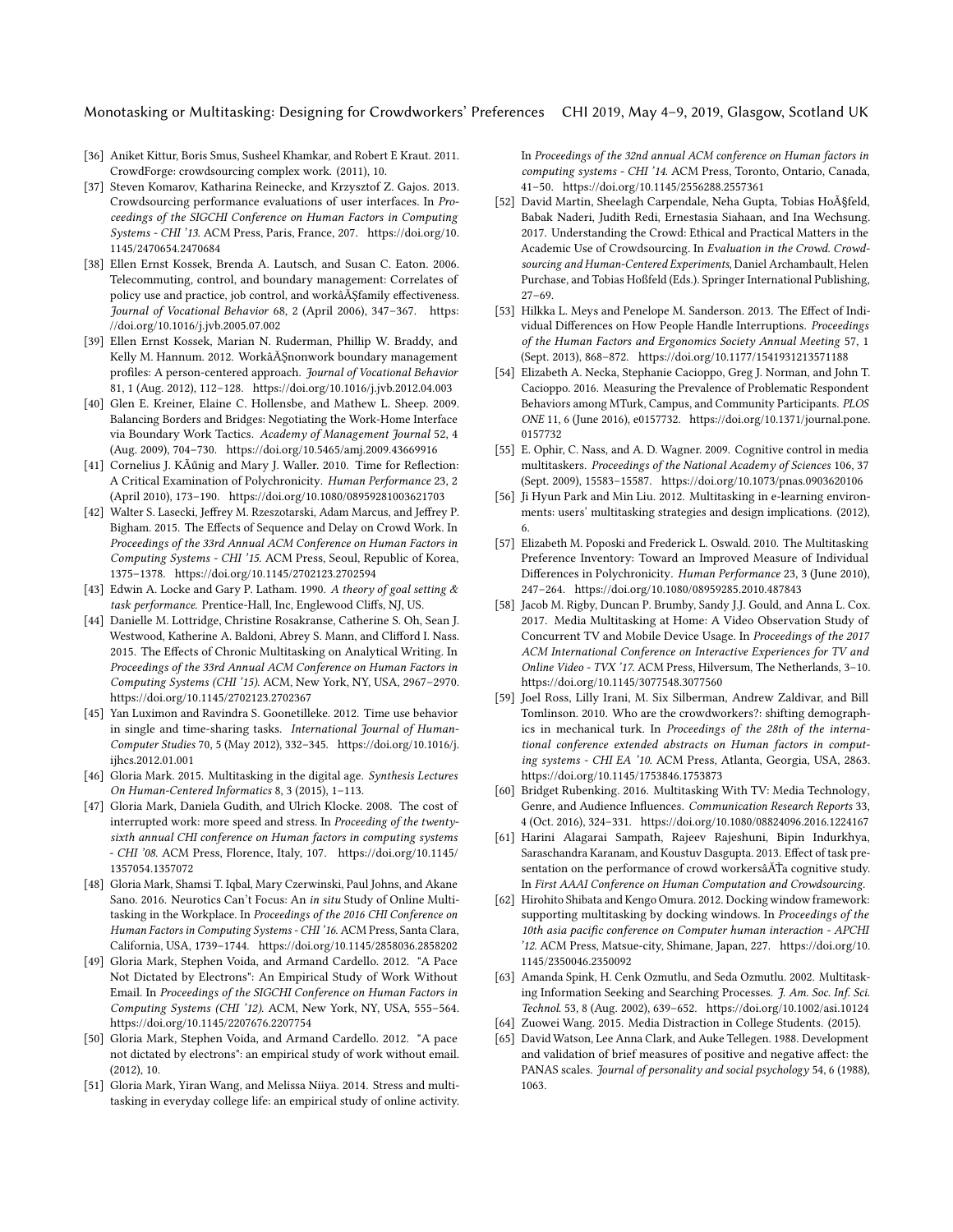[36] Aniket Kittur, Boris Smus, Susheel Khamkar, and Robert E Kraut. 2011. CrowdForge: crowdsourcing complex work. (2011), 10.

[37] Steven Komarov, Katharina Reinecke, and Krzysztof Z. Gajos. 2013. Crowdsourcing performance evaluations of user interfaces. In *Proceedings of the SIGCHI Conference on Human Factors in Computing Systems - CHI '13*. ACM Press, Paris, France, 207. https://doi.org/10.1145/2470654.2470684

[38] Ellen Ernst Kossek, Brenda A. Lautsch, and Susan C. Eaton. 2006. Telecommuting, control, and boundary management: Correlates of policy use and practice, job control, and workâĂŞfamily effectiveness. *Journal of Vocational Behavior* 68, 2 (April 2006), 347–367. https://doi.org/10.1016/j.jvb.2005.07.002

[39] Ellen Ernst Kossek, Marian N. Ruderman, Phillip W. Braddy, and Kelly M. Hannum. 2012. WorkâĂŞnonwork boundary management profiles: A person-centered approach. *Journal of Vocational Behavior* 81, 1 (Aug. 2012), 112–128. https://doi.org/10.1016/j.jvb.2012.04.003

[40] Glen E. Kreiner, Elaine C. Hollensbe, and Mathew L. Sheep. 2009. Balancing Borders and Bridges: Negotiating the Work-Home Interface via Boundary Work Tactics. *Academy of Management Journal* 52, 4 (Aug. 2009), 704–730. https://doi.org/10.5465/amj.2009.43669916

[41] Cornelius J. KÃűnig and Mary J. Waller. 2010. Time for Reflection: A Critical Examination of Polychronicity. *Human Performance* 23, 2 (April 2010), 173–190. https://doi.org/10.1080/08959281003621703

[42] Walter S. Lasecki, Jeffrey M. Rzeszotarski, Adam Marcus, and Jeffrey P. Bigham. 2015. The Effects of Sequence and Delay on Crowd Work. In *Proceedings of the 33rd Annual ACM Conference on Human Factors in Computing Systems - CHI '15*. ACM Press, Seoul, Republic of Korea, 1375–1378. https://doi.org/10.1145/2702123.2702594

[43] Edwin A. Locke and Gary P. Latham. 1990. *A theory of goal setting & task performance*. Prentice-Hall, Inc, Englewood Cliffs, NJ, US.

[44] Danielle M. Lottridge, Christine Rosakranse, Catherine S. Oh, Sean J. Westwood, Katherine A. Baldoni, Abrey S. Mann, and Clifford I. Nass. 2015. The Effects of Chronic Multitasking on Analytical Writing. In *Proceedings of the 33rd Annual ACM Conference on Human Factors in Computing Systems (CHI '15)*. ACM, New York, NY, USA, 2967–2970. https://doi.org/10.1145/2702123.2702367

[45] Yan Luximon and Ravindra S. Goonetilleke. 2012. Time use behavior in single and time-sharing tasks. *International Journal of Human-Computer Studies* 70, 5 (May 2012), 332–345. https://doi.org/10.1016/j.ijhcs.2012.01.001

[46] Gloria Mark. 2015. Multitasking in the digital age. *Synthesis Lectures On Human-Centered Informatics* 8, 3 (2015), 1–113.

[47] Gloria Mark, Daniela Gudith, and Ulrich Klocke. 2008. The cost of interrupted work: more speed and stress. In *Proceeding of the twenty-sixth annual CHI conference on Human factors in computing systems - CHI '08*. ACM Press, Florence, Italy, 107. https://doi.org/10.1145/1357054.1357072

[48] Gloria Mark, Shamsi T. Iqbal, Mary Czerwinski, Paul Johns, and Akane Sano. 2016. Neurotics Can't Focus: An *in situ* Study of Online Multitasking in the Workplace. In *Proceedings of the 2016 CHI Conference on Human Factors in Computing Systems - CHI '16*. ACM Press, Santa Clara, California, USA, 1739–1744. https://doi.org/10.1145/2858036.2858202

[49] Gloria Mark, Stephen Voida, and Armand Cardello. 2012. "A Pace Not Dictated by Electrons": An Empirical Study of Work Without Email. In *Proceedings of the SIGCHI Conference on Human Factors in Computing Systems (CHI '12)*. ACM, New York, NY, USA, 555–564. https://doi.org/10.1145/2207676.2207754

[50] Gloria Mark, Stephen Voida, and Armand Cardello. 2012. "A pace not dictated by electrons": an empirical study of work without email. (2012), 10.

[51] Gloria Mark, Yiran Wang, and Melissa Niiya. 2014. Stress and multitasking in everyday college life: an empirical study of online activity. In *Proceedings of the 32nd annual ACM conference on Human factors in computing systems - CHI '14*. ACM Press, Toronto, Ontario, Canada, 41–50. https://doi.org/10.1145/2556288.2557361

[52] David Martin, Sheelagh Carpendale, Neha Gupta, Tobias HoÃ§feld, Babak Naderi, Judith Redi, Ernestasia Siahaan, and Ina Wechsung. 2017. Understanding the Crowd: Ethical and Practical Matters in the Academic Use of Crowdsourcing. In *Evaluation in the Crowd. Crowdsourcing and Human-Centered Experiments*, Daniel Archambault, Helen Purchase, and Tobias Hoßfeld (Eds.). Springer International Publishing, 27–69.

[53] Hilkka L. Meys and Penelope M. Sanderson. 2013. The Effect of Individual Differences on How People Handle Interruptions. *Proceedings of the Human Factors and Ergonomics Society Annual Meeting* 57, 1 (Sept. 2013), 868–872. https://doi.org/10.1177/1541931213571188

[54] Elizabeth A. Necka, Stephanie Cacioppo, Greg J. Norman, and John T. Cacioppo. 2016. Measuring the Prevalence of Problematic Respondent Behaviors among MTurk, Campus, and Community Participants. *PLOS ONE* 11, 6 (June 2016), e0157732. https://doi.org/10.1371/journal.pone.0157732

[55] E. Ophir, C. Nass, and A. D. Wagner. 2009. Cognitive control in media multitaskers. *Proceedings of the National Academy of Sciences* 106, 37 (Sept. 2009), 15583–15587. https://doi.org/10.1073/pnas.0903620106

[56] Ji Hyun Park and Min Liu. 2012. Multitasking in e-learning environments: users' multitasking strategies and design implications. (2012), 6.

[57] Elizabeth M. Poposki and Frederick L. Oswald. 2010. The Multitasking Preference Inventory: Toward an Improved Measure of Individual Differences in Polychronicity. *Human Performance* 23, 3 (June 2010), 247–264. https://doi.org/10.1080/08959285.2010.487843

[58] Jacob M. Rigby, Duncan P. Brumby, Sandy J.J. Gould, and Anna L. Cox. 2017. Media Multitasking at Home: A Video Observation Study of Concurrent TV and Mobile Device Usage. In *Proceedings of the 2017 ACM International Conference on Interactive Experiences for TV and Online Video - TVX '17*. ACM Press, Hilversum, The Netherlands, 3–10. https://doi.org/10.1145/3077548.3077560

[59] Joel Ross, Lilly Irani, M. Six Silberman, Andrew Zaldivar, and Bill Tomlinson. 2010. Who are the crowdworkers?: shifting demographics in mechanical turk. In *Proceedings of the 28th of the international conference extended abstracts on Human factors in computing systems - CHI EA '10*. ACM Press, Atlanta, Georgia, USA, 2863. https://doi.org/10.1145/1753846.1753873

[60] Bridget Rubenking. 2016. Multitasking With TV: Media Technology, Genre, and Audience Influences. *Communication Research Reports* 33, 4 (Oct. 2016), 324–331. https://doi.org/10.1080/08824096.2016.1224167

[61] Harini Alagarai Sampath, Rajeev Rajeshuni, Bipin Indurkhya, Saraschandra Karanam, and Koustuv Dasgupta. 2013. Effect of task presentation on the performance of crowd workersâĂŤa cognitive study. In *First AAAI Conference on Human Computation and Crowdsourcing*.

[62] Hirohito Shibata and Kengo Omura. 2012. Docking window framework: supporting multitasking by docking windows. In *Proceedings of the 10th asia pacific conference on Computer human interaction - APCHI '12*. ACM Press, Matsue-city, Shimane, Japan, 227. https://doi.org/10.1145/2350046.2350092

[63] Amanda Spink, H. Cenk Ozmutlu, and Seda Ozmutlu. 2002. Multitasking Information Seeking and Searching Processes. *J. Am. Soc. Inf. Sci. Technol.* 53, 8 (Aug. 2002), 639–652. https://doi.org/10.1002/asi.10124

[64] Zuowei Wang. 2015. Media Distraction in College Students. (2015).

[65] David Watson, Lee Anna Clark, and Auke Tellegen. 1988. Development and validation of brief measures of positive and negative affect: the PANAS scales. *Journal of personality and social psychology* 54, 6 (1988), 1063.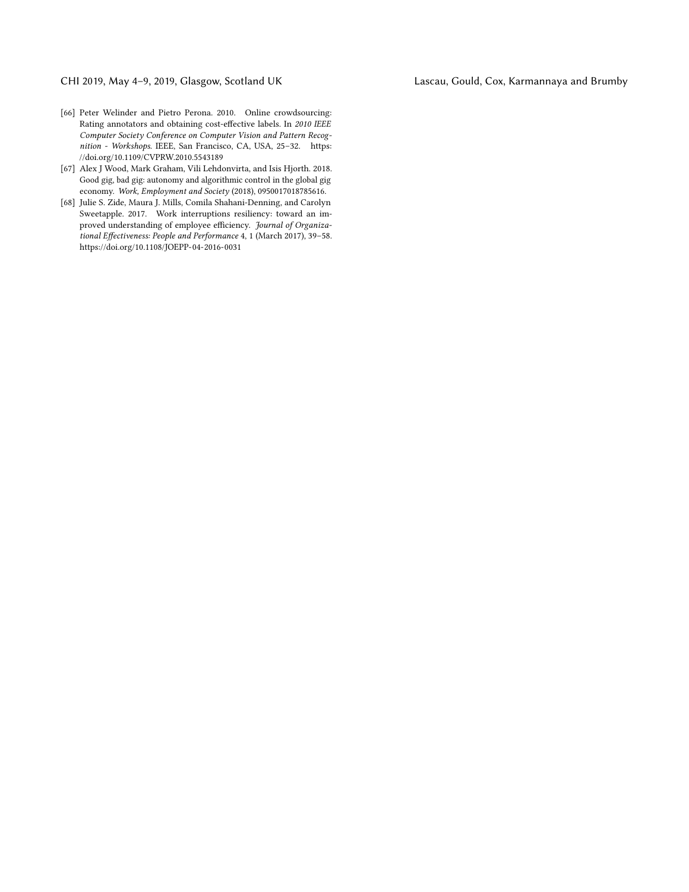[66] Peter Welinder and Pietro Perona. 2010. Online crowdsourcing: Rating annotators and obtaining cost-effective labels. In *2010 IEEE Computer Society Conference on Computer Vision and Pattern Recognition - Workshops*. IEEE, San Francisco, CA, USA, 25–32. https://doi.org/10.1109/CVPRW.2010.5543189

[67] Alex J Wood, Mark Graham, Vili Lehdonvirta, and Isis Hjorth. 2018. Good gig, bad gig: autonomy and algorithmic control in the global gig economy. *Work, Employment and Society* (2018), 0950017018785616.

[68] Julie S. Zide, Maura J. Mills, Comila Shahani-Denning, and Carolyn Sweetapple. 2017. Work interruptions resiliency: toward an improved understanding of employee efficiency. *Journal of Organizational Effectiveness: People and Performance* 4, 1 (March 2017), 39–58. https://doi.org/10.1108/JOEPP-04-2016-0031